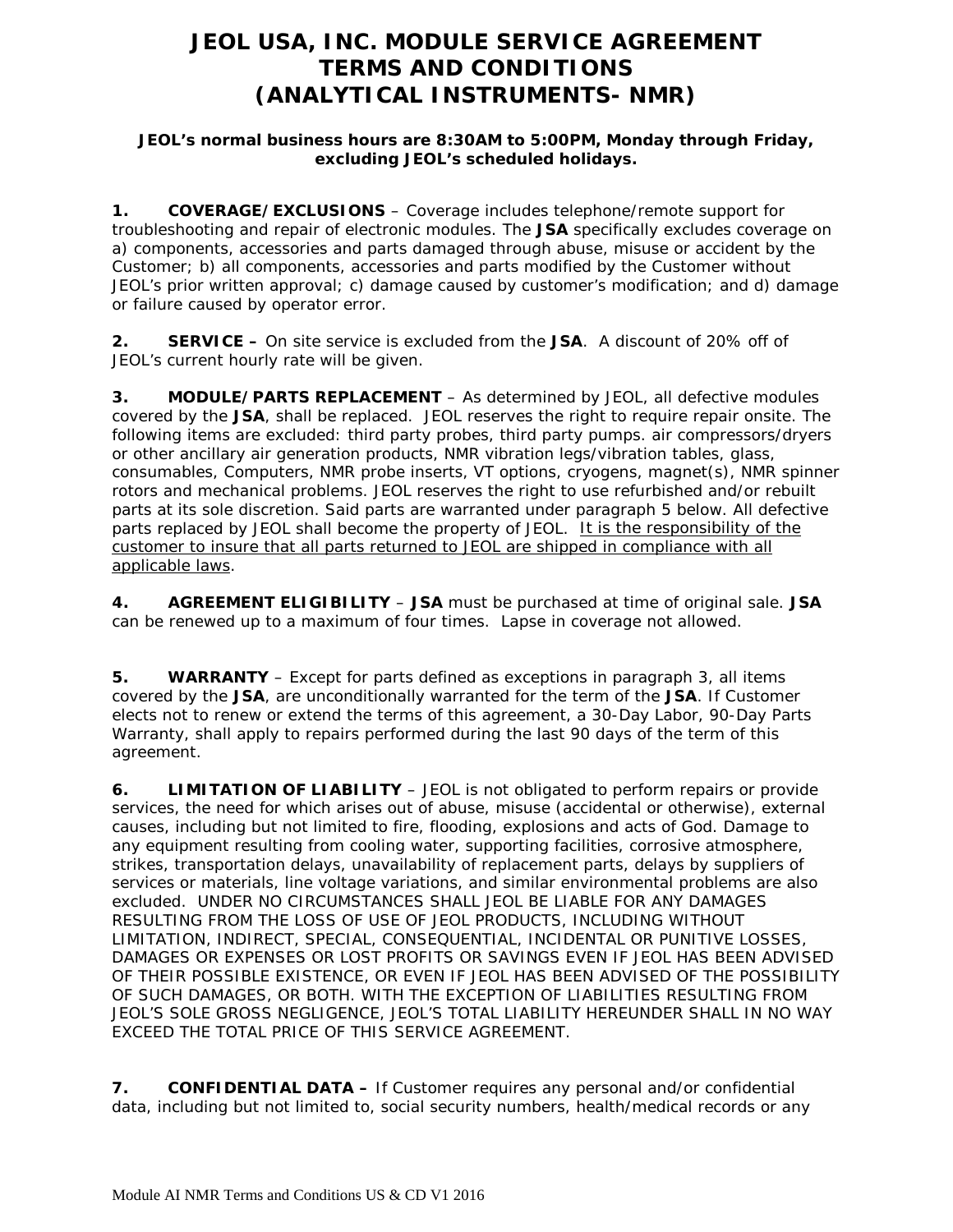# JEOL USA, INC. MODULE SERVICE AGREEMENT TERMS AND CONDITIONS (ANALYTICAL INSTRUMENTS- NMR)

**JEOL's normal business hours are 8:30AM to 5:00PM, Monday through Friday, excluding JEOL's scheduled holidays.**

**1. COVERAGE/EXCLUSIONS** – Coverage includes telephone/remote support for troubleshooting and repair of electronic modules. The **JSA** specifically excludes coverage on a) components, accessories and parts damaged through abuse, misuse or accident by the Customer; b) all components, accessories and parts modified by the Customer without JEOL's prior written approval; c) damage caused by customer's modification; and d) damage or failure caused by operator error.

**2. SERVICE –** On site service is excluded from the **JSA**. A discount of 20% off of JEOL's current hourly rate will be given.

**3. MODULE/PARTS REPLACEMENT** – As determined by JEOL, all defective modules covered by the **JSA**, shall be replaced. JEOL reserves the right to require repair onsite. The following items are excluded: third party probes, third party pumps. air compressors/dryers or other ancillary air generation products, NMR vibration legs/vibration tables, glass, consumables, Computers, NMR probe inserts, VT options, cryogens, magnet(s), NMR spinner rotors and mechanical problems. JEOL reserves the right to use refurbished and/or rebuilt parts at its sole discretion. Said parts are warranted under paragraph 5 below. All defective parts replaced by JEOL shall become the property of JEOL. <u>It is the responsibility of the customer to insure that all parts returned to JEOL are shipped in compliance with all applicable laws</u>.

**4. AGREEMENT ELIGIBILITY** – **JSA** must be purchased at time of original sale. **JSA** can be renewed up to a maximum of four times. Lapse in coverage not allowed.

**5. WARRANTY** – Except for parts defined as exceptions in paragraph 3, all items covered by the **JSA**, are unconditionally warranted for the term of the **JSA**. If Customer elects not to renew or extend the terms of this agreement, a 30-Day Labor, 90-Day Parts Warranty, shall apply to repairs performed during the last 90 days of the term of this agreement.

**6. LIMITATION OF LIABILITY** – JEOL is not obligated to perform repairs or provide services, the need for which arises out of abuse, misuse (accidental or otherwise), external causes, including but not limited to fire, flooding, explosions and acts of God. Damage to any equipment resulting from cooling water, supporting facilities, corrosive atmosphere, strikes, transportation delays, unavailability of replacement parts, delays by suppliers of services or materials, line voltage variations, and similar environmental problems are also excluded. UNDER NO CIRCUMSTANCES SHALL JEOL BE LIABLE FOR ANY DAMAGES RESULTING FROM THE LOSS OF USE OF JEOL PRODUCTS, INCLUDING WITHOUT LIMITATION, INDIRECT, SPECIAL, CONSEQUENTIAL, INCIDENTAL OR PUNITIVE LOSSES, DAMAGES OR EXPENSES OR LOST PROFITS OR SAVINGS EVEN IF JEOL HAS BEEN ADVISED OF THEIR POSSIBLE EXISTENCE, OR EVEN IF JEOL HAS BEEN ADVISED OF THE POSSIBILITY OF SUCH DAMAGES, OR BOTH. WITH THE EXCEPTION OF LIABILITIES RESULTING FROM JEOL'S SOLE GROSS NEGLIGENCE, JEOL'S TOTAL LIABILITY HEREUNDER SHALL IN NO WAY EXCEED THE TOTAL PRICE OF THIS SERVICE AGREEMENT.

**7. CONFIDENTIAL DATA –** If Customer requires any personal and/or confidential data, including but not limited to, social security numbers, health/medical records or any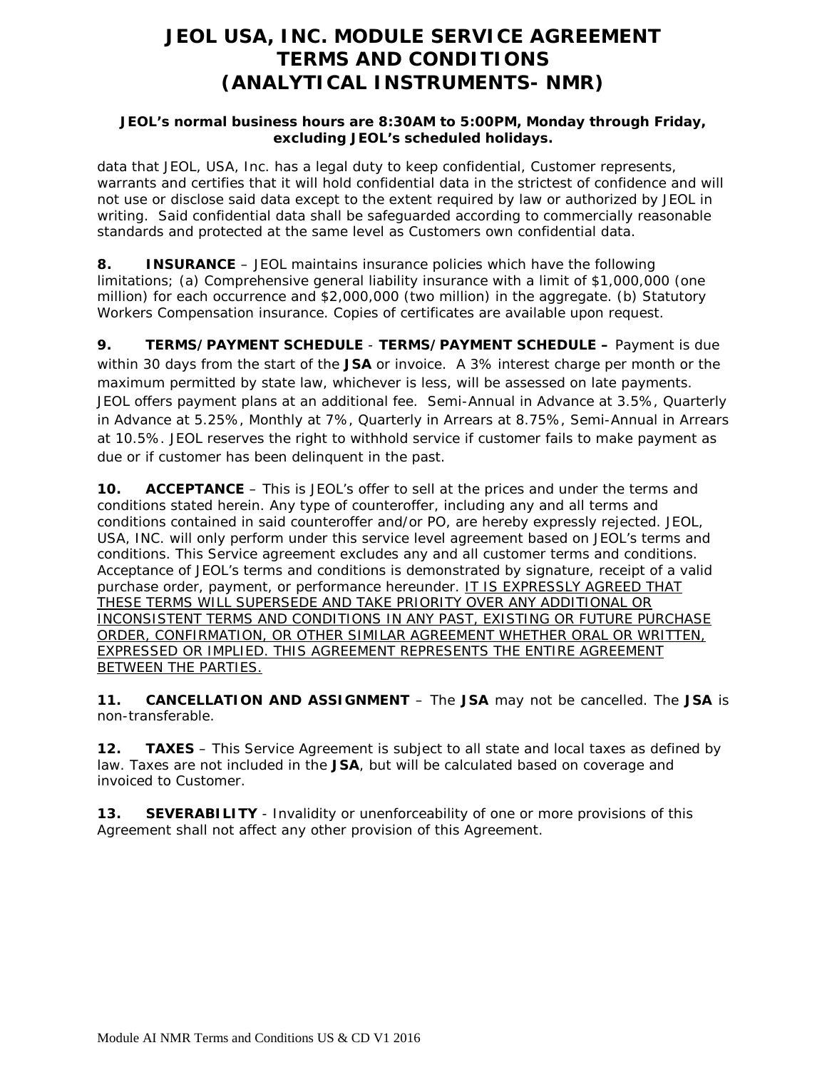# JEOL USA, INC. MODULE SERVICE AGREEMENT TERMS AND CONDITIONS (ANALYTICAL INSTRUMENTS- NMR)

**JEOL's normal business hours are 8:30AM to 5:00PM, Monday through Friday, excluding JEOL's scheduled holidays.**

data that JEOL, USA, Inc. has a legal duty to keep confidential, Customer represents, warrants and certifies that it will hold confidential data in the strictest of confidence and will not use or disclose said data except to the extent required by law or authorized by JEOL in writing. Said confidential data shall be safeguarded according to commercially reasonable standards and protected at the same level as Customers own confidential data.

**8. INSURANCE** – JEOL maintains insurance policies which have the following limitations; (a) Comprehensive general liability insurance with a limit of $1,000,000 (one million) for each occurrence and $2,000,000 (two million) in the aggregate. (b) Statutory Workers Compensation insurance. Copies of certificates are available upon request.

**9. TERMS/PAYMENT SCHEDULE** - **TERMS/PAYMENT SCHEDULE –** Payment is due within 30 days from the start of the **JSA** or invoice. A 3% interest charge per month or the maximum permitted by state law, whichever is less, will be assessed on late payments. JEOL offers payment plans at an additional fee. Semi-Annual in Advance at 3.5%, Quarterly in Advance at 5.25%, Monthly at 7%, Quarterly in Arrears at 8.75%, Semi-Annual in Arrears at 10.5%. JEOL reserves the right to withhold service if customer fails to make payment as due or if customer has been delinquent in the past.

**10. ACCEPTANCE** – This is JEOL's offer to sell at the prices and under the terms and conditions stated herein. Any type of counteroffer, including any and all terms and conditions contained in said counteroffer and/or PO, are hereby expressly rejected. JEOL, USA, INC. will only perform under this service level agreement based on JEOL's terms and conditions. This Service agreement excludes any and all customer terms and conditions. Acceptance of JEOL's terms and conditions is demonstrated by signature, receipt of a valid purchase order, payment, or performance hereunder. IT IS EXPRESSLY AGREED THAT THESE TERMS WILL SUPERSEDE AND TAKE PRIORITY OVER ANY ADDITIONAL OR INCONSISTENT TERMS AND CONDITIONS IN ANY PAST, EXISTING OR FUTURE PURCHASE ORDER, CONFIRMATION, OR OTHER SIMILAR AGREEMENT WHETHER ORAL OR WRITTEN, EXPRESSED OR IMPLIED. THIS AGREEMENT REPRESENTS THE ENTIRE AGREEMENT BETWEEN THE PARTIES.

**11. CANCELLATION AND ASSIGNMENT** – The **JSA** may not be cancelled. The **JSA** is non-transferable.

**12. TAXES** – This Service Agreement is subject to all state and local taxes as defined by law. Taxes are not included in the **JSA**, but will be calculated based on coverage and invoiced to Customer.

**13. SEVERABILITY** - Invalidity or unenforceability of one or more provisions of this Agreement shall not affect any other provision of this Agreement.